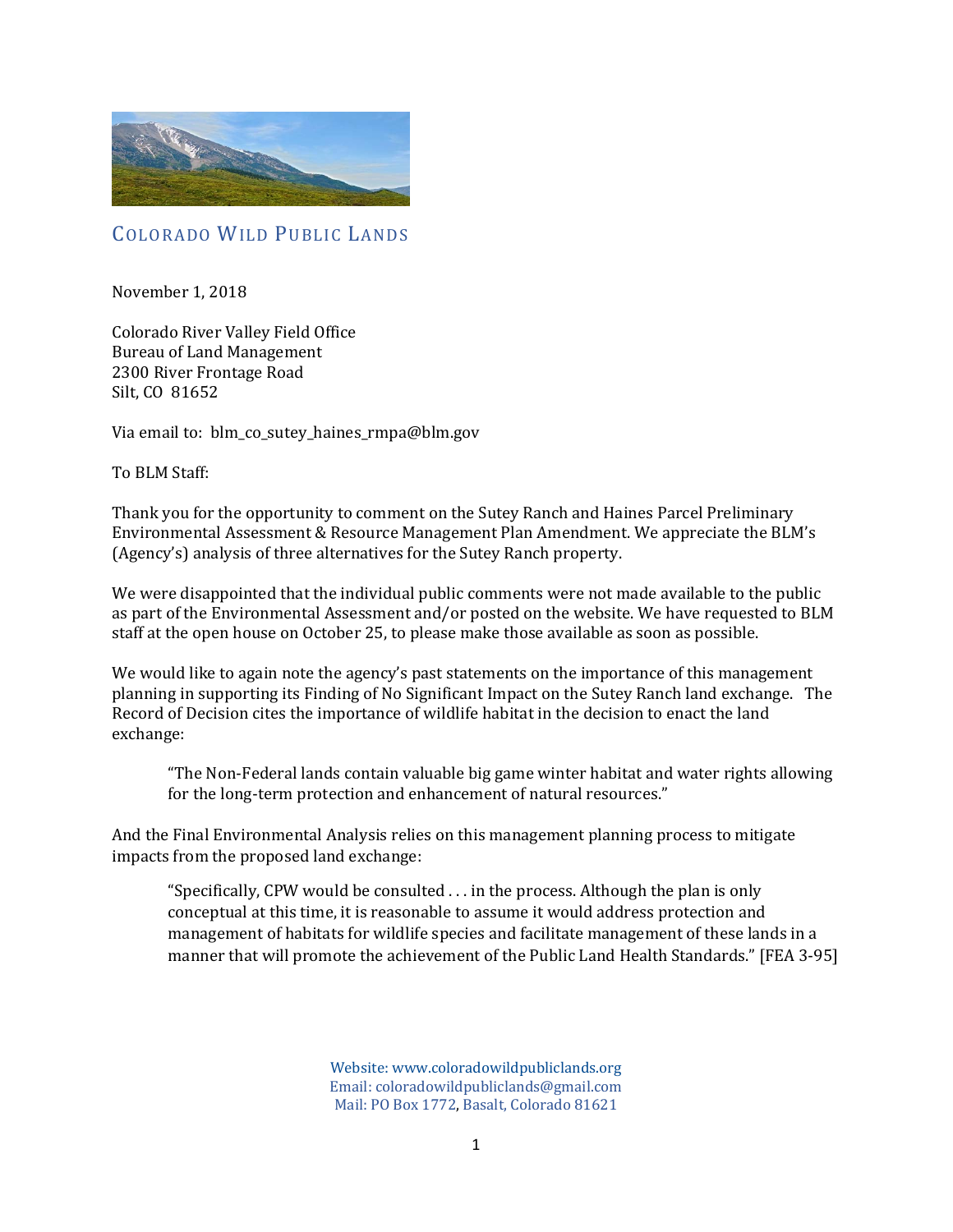# COLORADO WILD PUBLIC LANDS

November 1, 2018

Colorado River Valley Field Office
Bureau of Land Management
2300 River Frontage Road
Silt, CO 81652

Via email to: blm_co_sutey_haines_rmpa@blm.gov

To BLM Staff:

Thank you for the opportunity to comment on the Sutey Ranch and Haines Parcel Preliminary Environmental Assessment & Resource Management Plan Amendment. We appreciate the BLM's (Agency's) analysis of three alternatives for the Sutey Ranch property.

We were disappointed that the individual public comments were not made available to the public as part of the Environmental Assessment and/or posted on the website. We have requested to BLM staff at the open house on October 25, to please make those available as soon as possible.

We would like to again note the agency's past statements on the importance of this management planning in supporting its Finding of No Significant Impact on the Sutey Ranch land exchange. The Record of Decision cites the importance of wildlife habitat in the decision to enact the land exchange:

> "The Non-Federal lands contain valuable big game winter habitat and water rights allowing for the long-term protection and enhancement of natural resources."

And the Final Environmental Analysis relies on this management planning process to mitigate impacts from the proposed land exchange:

> "Specifically, CPW would be consulted . . . in the process. Although the plan is only conceptual at this time, it is reasonable to assume it would address protection and management of habitats for wildlife species and facilitate management of these lands in a manner that will promote the achievement of the Public Land Health Standards." [FEA 3-95]

Website: www.coloradowildpubliclands.org
Email: coloradowildpubliclands@gmail.com
Mail: PO Box 1772, Basalt, Colorado 81621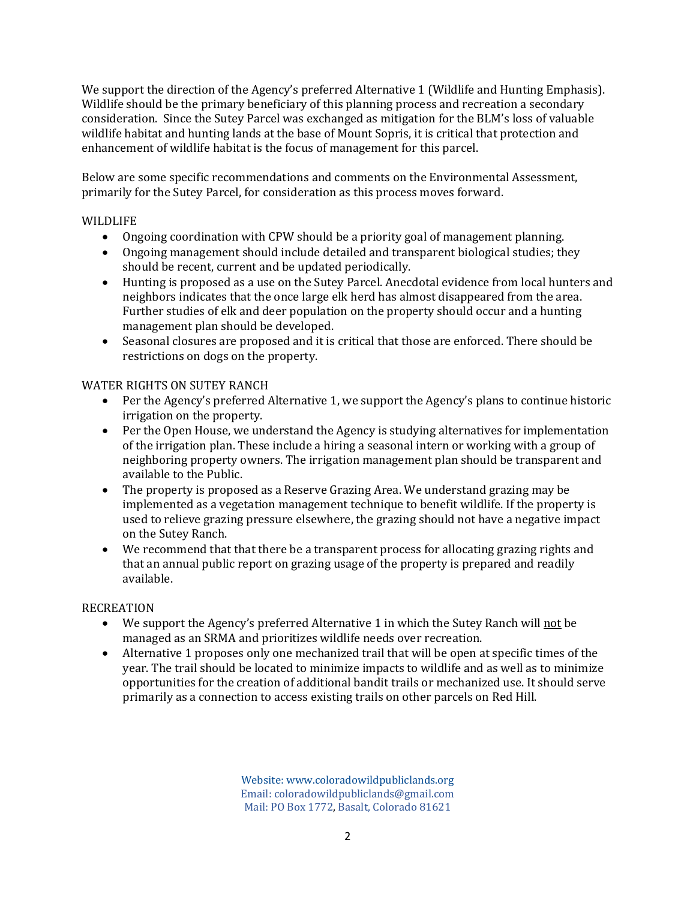We support the direction of the Agency's preferred Alternative 1 (Wildlife and Hunting Emphasis). Wildlife should be the primary beneficiary of this planning process and recreation a secondary consideration. Since the Sutey Parcel was exchanged as mitigation for the BLM's loss of valuable wildlife habitat and hunting lands at the base of Mount Sopris, it is critical that protection and enhancement of wildlife habitat is the focus of management for this parcel.

Below are some specific recommendations and comments on the Environmental Assessment, primarily for the Sutey Parcel, for consideration as this process moves forward.

WILDLIFE

- Ongoing coordination with CPW should be a priority goal of management planning.
- Ongoing management should include detailed and transparent biological studies; they should be recent, current and be updated periodically.
- Hunting is proposed as a use on the Sutey Parcel. Anecdotal evidence from local hunters and neighbors indicates that the once large elk herd has almost disappeared from the area. Further studies of elk and deer population on the property should occur and a hunting management plan should be developed.
- Seasonal closures are proposed and it is critical that those are enforced. There should be restrictions on dogs on the property.

WATER RIGHTS ON SUTEY RANCH

- Per the Agency's preferred Alternative 1, we support the Agency's plans to continue historic irrigation on the property.
- Per the Open House, we understand the Agency is studying alternatives for implementation of the irrigation plan. These include a hiring a seasonal intern or working with a group of neighboring property owners. The irrigation management plan should be transparent and available to the Public.
- The property is proposed as a Reserve Grazing Area. We understand grazing may be implemented as a vegetation management technique to benefit wildlife. If the property is used to relieve grazing pressure elsewhere, the grazing should not have a negative impact on the Sutey Ranch.
- We recommend that that there be a transparent process for allocating grazing rights and that an annual public report on grazing usage of the property is prepared and readily available.

RECREATION

- We support the Agency's preferred Alternative 1 in which the Sutey Ranch will <u>not</u> be managed as an SRMA and prioritizes wildlife needs over recreation.
- Alternative 1 proposes only one mechanized trail that will be open at specific times of the year. The trail should be located to minimize impacts to wildlife and as well as to minimize opportunities for the creation of additional bandit trails or mechanized use. It should serve primarily as a connection to access existing trails on other parcels on Red Hill.

Website: www.coloradowildpubliclands.org
Email: coloradowildpubliclands@gmail.com
Mail: PO Box 1772, Basalt, Colorado 81621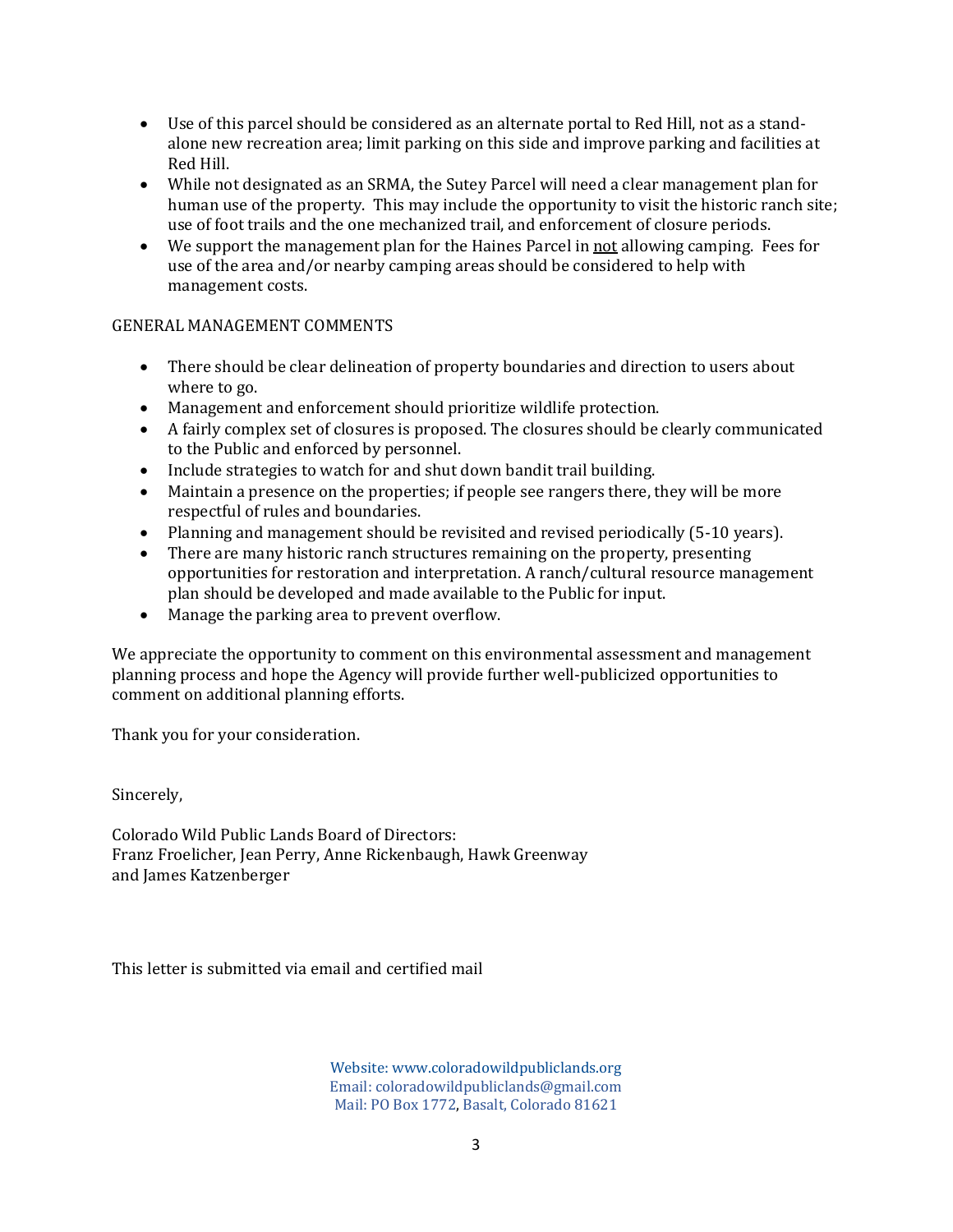- Use of this parcel should be considered as an alternate portal to Red Hill, not as a stand-alone new recreation area; limit parking on this side and improve parking and facilities at Red Hill.
- While not designated as an SRMA, the Sutey Parcel will need a clear management plan for human use of the property. This may include the opportunity to visit the historic ranch site; use of foot trails and the one mechanized trail, and enforcement of closure periods.
- We support the management plan for the Haines Parcel in <u>not</u> allowing camping. Fees for use of the area and/or nearby camping areas should be considered to help with management costs.

GENERAL MANAGEMENT COMMENTS

- There should be clear delineation of property boundaries and direction to users about where to go.
- Management and enforcement should prioritize wildlife protection.
- A fairly complex set of closures is proposed. The closures should be clearly communicated to the Public and enforced by personnel.
- Include strategies to watch for and shut down bandit trail building.
- Maintain a presence on the properties; if people see rangers there, they will be more respectful of rules and boundaries.
- Planning and management should be revisited and revised periodically (5-10 years).
- There are many historic ranch structures remaining on the property, presenting opportunities for restoration and interpretation. A ranch/cultural resource management plan should be developed and made available to the Public for input.
- Manage the parking area to prevent overflow.

We appreciate the opportunity to comment on this environmental assessment and management planning process and hope the Agency will provide further well-publicized opportunities to comment on additional planning efforts.

Thank you for your consideration.

Sincerely,

Colorado Wild Public Lands Board of Directors:
Franz Froelicher, Jean Perry, Anne Rickenbaugh, Hawk Greenway
and James Katzenberger

This letter is submitted via email and certified mail

Website: www.coloradowildpubliclands.org
Email: coloradowildpubliclands@gmail.com
Mail: PO Box 1772, Basalt, Colorado 81621